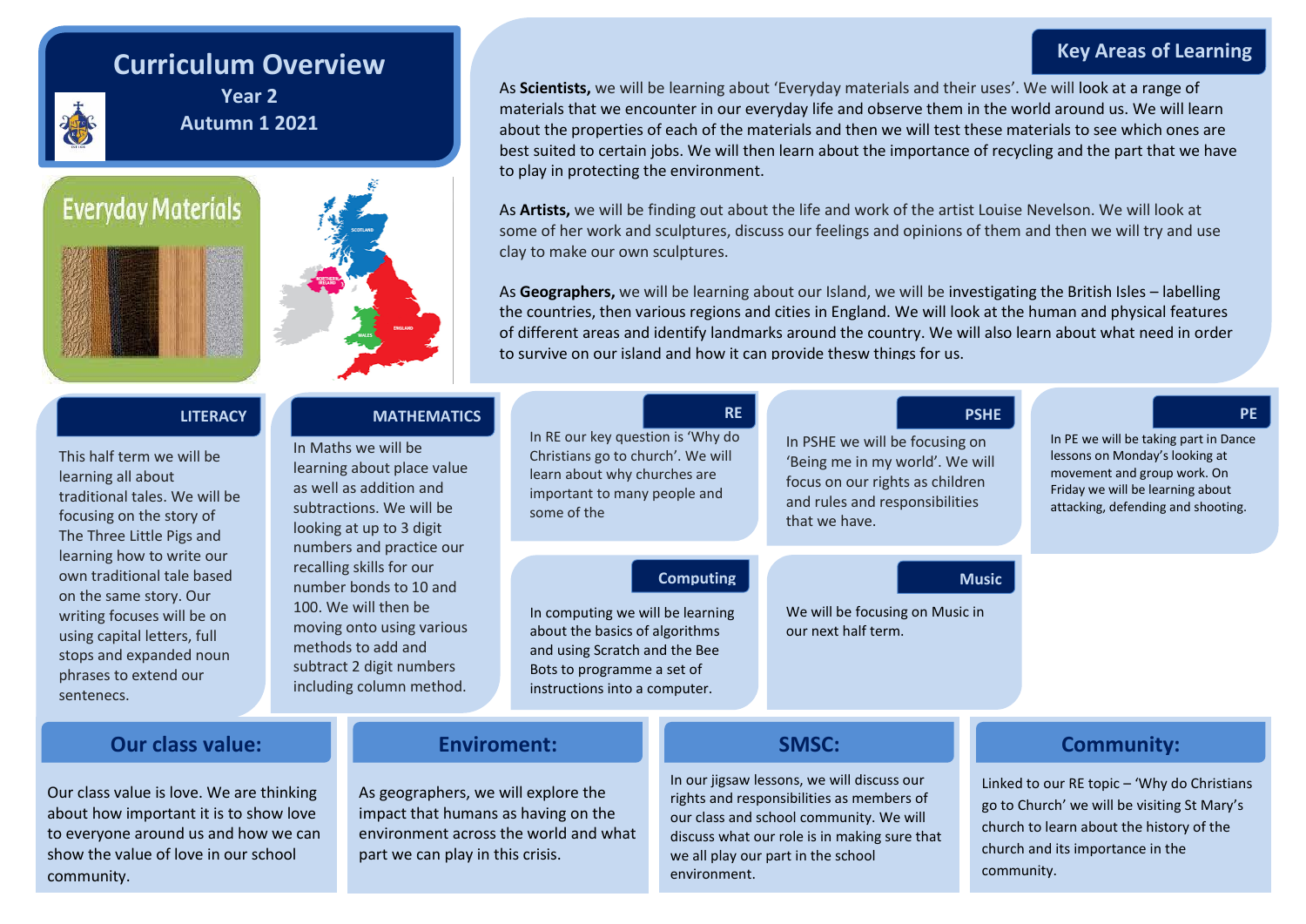# Curriculum Overview

Year 2

Autumn 1 2021

Everyday Materials

SCOTLAND

NORTHERN IRELAND

WALES

ENGLAND

## Key Areas of Learning

As **Scientists,** we will be learning about 'Everyday materials and their uses'. We will look at a range of materials that we encounter in our everyday life and observe them in the world around us. We will learn about the properties of each of the materials and then we will test these materials to see which ones are best suited to certain jobs. We will then learn about the importance of recycling and the part that we have to play in protecting the environment.

As **Artists,** we will be finding out about the life and work of the artist Louise Nevelson. We will look at some of her work and sculptures, discuss our feelings and opinions of them and then we will try and use clay to make our own sculptures.

As **Geographers,** we will be learning about our Island, we will be investigating the British Isles – labelling the countries, then various regions and cities in England. We will look at the human and physical features of different areas and identify landmarks around the country. We will also learn about what need in order to survive on our island and how it can provide thesw things for us.

## LITERACY

This half term we will be learning all about traditional tales. We will be focusing on the story of The Three Little Pigs and learning how to write our own traditional tale based on the same story. Our writing focuses will be on using capital letters, full stops and expanded noun phrases to extend our sentences.

## MATHEMATICS

In Maths we will be learning place value as well as addition and subtractions. We will be looking at up to 3 digit numbers and practice our recalling skills for our number bonds to 10 and 100. We will then be moving onto using various methods to add and subtract 2 digit numbers including column method.

## RE

In RE our key question is 'Why do Christians go to church'. We will learn about why churches are important to many people and some of the

## PSHE

In PSHE we will be focusing on 'Being me in my world'. We will focus on our rights as children and rules and responsibilities that we have.

## PE

In PE we will be taking part in Dance lessons on Monday's looking at movement and group work. On Friday we will be learning about attacking, defending and shooting.

## Computing

In computing we will be learning about the basics of algorithms and using Scratch and the Bee Bots to programme a set of instructions into a computer.

## Music

We will be focusing on Music in our next half term.

## Our class value:

Our class value is love. We are thinking about how important it is to show love to everyone around us and how we can show the value of love in our school community.

## Enviroment:

As geographers, we will explore the impact that humans as having on the environment across the world and what part we can play in this crisis.

## SMSC:

In our jigsaw lessons, we will discuss our rights and responsibilities as members of our class and school community. We will discuss what our role is in making sure that we all play our part in the school environment.

## Community:

Linked to our RE topic – 'Why do Christians go to Church' we will be visiting St Mary's church to learn about the history of the church and its importance in the community.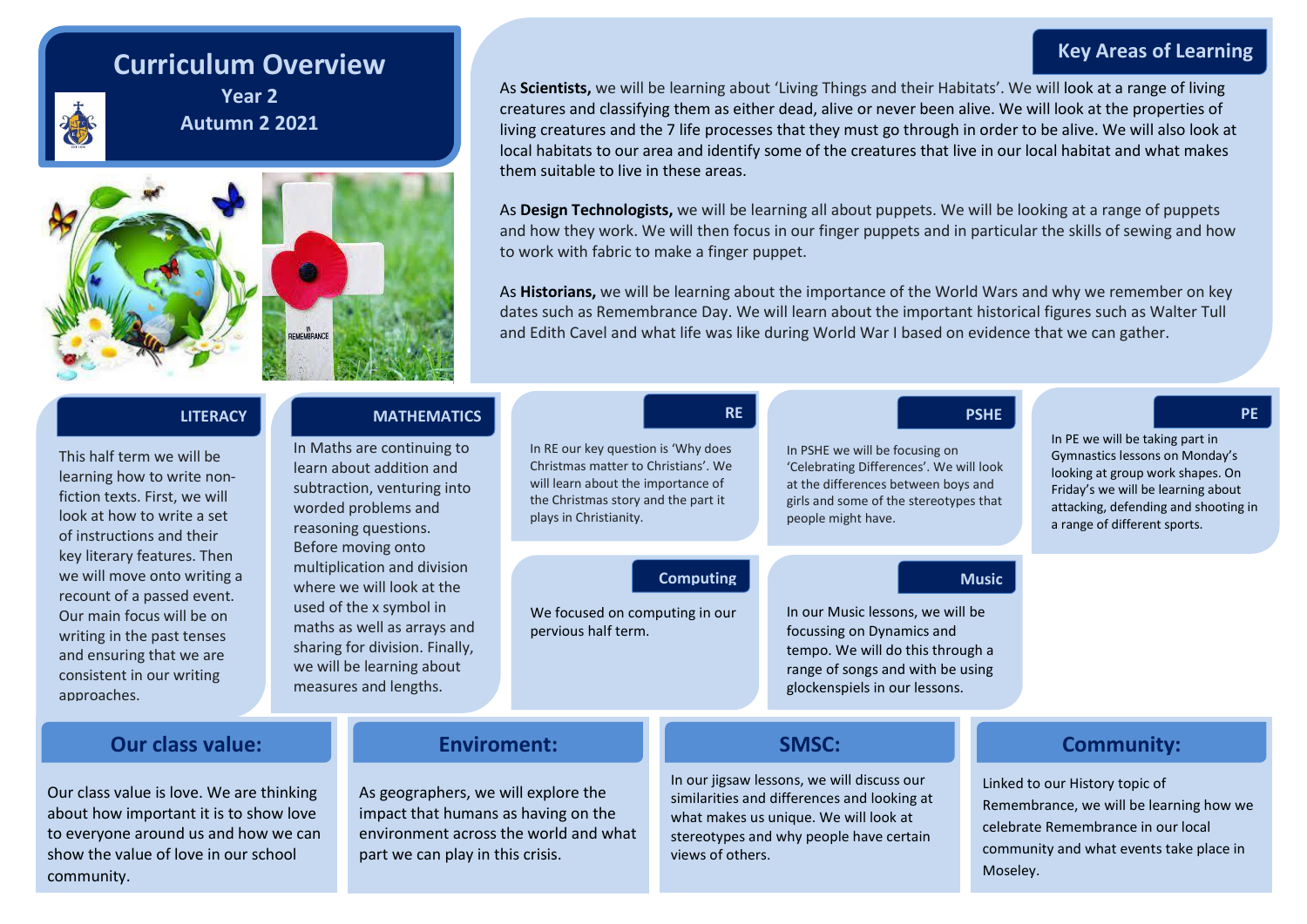# Curriculum Overview

Year 2

Autumn 2 2021

## Key Areas of Learning

As **Scientists,** we will be learning about 'Living Things and their Habitats'. We will look at a range of living creatures and classifying them as either dead, alive or never been alive. We will look at the properties of living creatures and the 7 life processes that they must go through in order to be alive. We will also look at local habitats to our area and identify some of the creatures that live in our local habitat and what makes them suitable to live in these areas.

As **Design Technologists,** we will be learning all about puppets. We will be looking at a range of puppets and how they work. We will then focus in our finger puppets and in particular the skills of sewing and how to work with fabric to make a finger puppet.

As **Historians,** we will be learning about the importance of the World Wars and why we remember on key dates such as Remembrance Day. We will learn about the important historical figures such as Walter Tull and Edith Cavel and what life was like during World War I based on evidence that we can gather.

### LITERACY

This half term we will be learning how to write non-fiction texts. First, we will look at how to write a set of instructions and their key literary features. Then we will move onto writing a recount of a passed event. Our main focus will be on writing in the past tenses and ensuring that we are consistent in our writing approaches.

### MATHEMATICS

In Maths are continuing to learn about addition and subtraction, venturing into worded problems and reasoning questions. Before moving onto multiplication and division where we will look at the used of the x symbol in maths as well as arrays and sharing for division. Finally, we will be learning about measures and lengths.

### RE

In RE our key question is 'Why does Christmas matter to Christians'. We will learn about the importance of the Christmas story and the part it plays in Christianity.

### PSHE

In PSHE we will be focusing on 'Celebrating Differences'. We will look at the differences between boys and girls and some of the stereotypes that people might have.

### PE

In PE we will be taking part in Gymnastics lessons on Monday's looking at group work shapes. On Friday's we will be learning about attacking, defending and shooting in a range of different sports.

### Computing

We focused on computing in our pervious half term.

### Music

In our Music lessons, we will be focussing on Dynamics and tempo. We will do this through a range of songs and with be using glockenspiels in our lessons.

## Our class value:

Our class value is love. We are thinking about how important it is to show love to everyone around us and how we can show the value of love in our school community.

## Enviroment:

As geographers, we will explore the impact that humans as having on the environment across the world and what part we can play in this crisis.

## SMSC:

In our jigsaw lessons, we will discuss our similarities and differences and looking at what makes us unique. We will look at stereotypes and why people have certain views of others.

## Community:

Linked to our History topic of Remembrance, we will be learning how we celebrate Remembrance in our local community and what events take place in Moseley.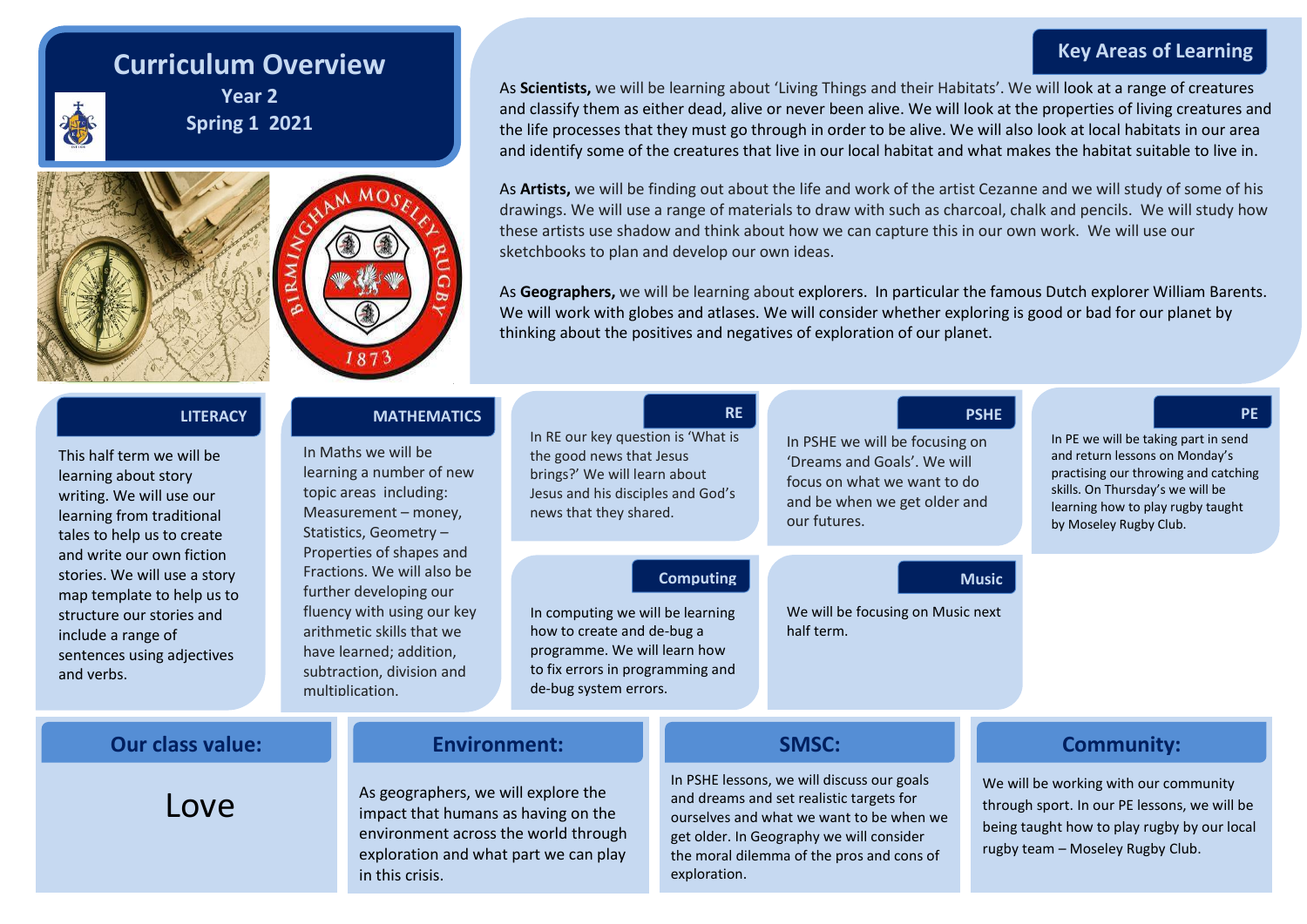# Curriculum Overview

**Year 2**

**Spring 1 2021**

## Key Areas of Learning

As **Scientists,** we will be learning about 'Living Things and their Habitats'. We will look at a range of creatures and classify them as either dead, alive or never been alive. We will look at the properties of living creatures and the life processes that they must go through in order to be alive. We will also look at local habitats in our area and identify some of the creatures that live in our local habitat and what makes the habitat suitable to live in.

As **Artists,** we will be finding out about the life and work of the artist Cezanne and we will study of some of his drawings. We will use a range of materials to draw with such as charcoal, chalk and pencils. We will study how these artists use shadow and think about how we can capture this in our own work. We will use our sketchbooks to plan and develop our own ideas.

As **Geographers,** we will be learning about explorers. In particular the famous Dutch explorer William Barents. We will work with globes and atlases. We will consider whether exploring is good or bad for our planet by thinking about the positives and negatives of exploration of our planet.

## LITERACY

This half term we will be learning about story writing. We will use our learning from traditional tales to help us to create and write our own fiction stories. We will use a story map template to help us to structure our stories and include a range of sentences using adjectives and verbs.

## MATHEMATICS

In Maths we will be learning a number of new topic areas including: Measurement – money, Statistics, Geometry – Properties of shapes and Fractions. We will also be further developing our fluency with using our key arithmetic skills that we have learned; addition, subtraction, division and multiplication.

## RE

In RE our key question is 'What is the good news that Jesus brings?' We will learn about Jesus and his disciples and God's news that they shared.

## PSHE

In PSHE we will be focusing on 'Dreams and Goals'. We will focus on what we want to do and be when we get older and our futures.

## PE

In PE we will be taking part in send and return lessons on Monday's practising our throwing and catching skills. On Thursday's we will be learning how to play rugby taught by Moseley Rugby Club.

## Computing

In computing we will be learning how to create and de-bug a programme. We will learn how to fix errors in programming and de-bug system errors.

## Music

We will be focusing on Music next half term.

## Our class value:

Love

## Environment:

As geographers, we will explore the impact that humans as having on the environment across the world through exploration and what part we can play in this crisis.

## SMSC:

In PSHE lessons, we will discuss our goals and dreams and set realistic targets for ourselves and what we want to be when we get older. In Geography we will consider the moral dilemma of the pros and cons of exploration.

## Community:

We will be working with our community through sport. In our PE lessons, we will be being taught how to play rugby by our local rugby team – Moseley Rugby Club.